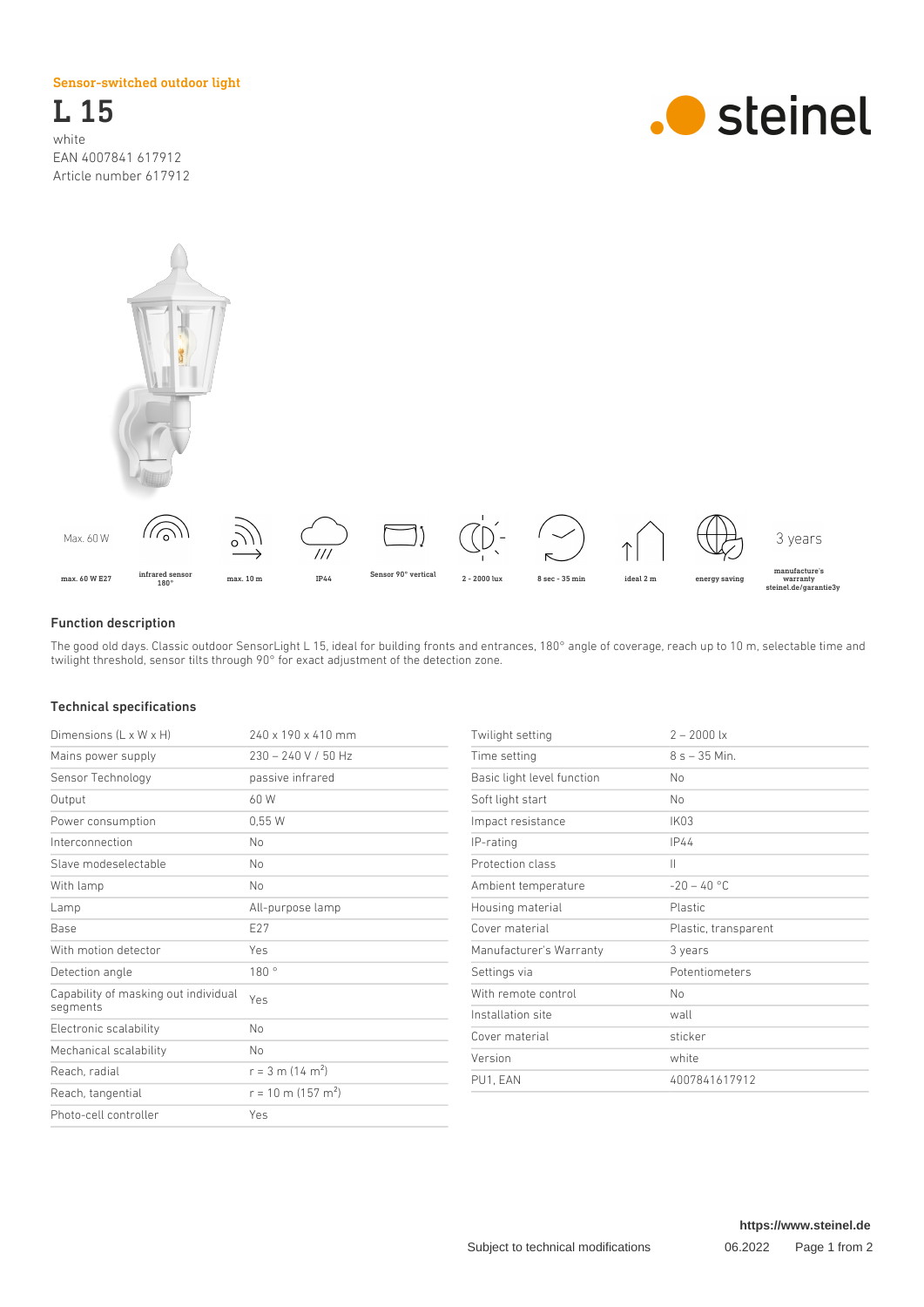Sensor-switched outdoor light

# L 15

white
EAN 4007841 617912
Article number 617912

steinel

Max. 60 W

max. 60 W E27 | infrared sensor 180° | max. 10 m | IP44 | Sensor 90° vertical | 2 - 2000 lux | 8 sec - 35 min | ideal 2 m | energy saving | 3 years manufacture's warranty steinel.de/garantie3y

## Function description

The good old days. Classic outdoor SensorLight L 15, ideal for building fronts and entrances, 180° angle of coverage, reach up to 10 m, selectable time and twilight threshold, sensor tilts through 90° for exact adjustment of the detection zone.

## Technical specifications

| | |
|---|---|
| Dimensions (L x W x H) | 240 x 190 x 410 mm |
| Mains power supply | 230 – 240 V / 50 Hz |
| Sensor Technology | passive infrared |
| Output | 60 W |
| Power consumption | 0,55 W |
| Interconnection | No |
| Slave modeselectable | No |
| With lamp | No |
| Lamp | All-purpose lamp |
| Base | E27 |
| With motion detector | Yes |
| Detection angle | 180 ° |
| Capability of masking out individual segments | Yes |
| Electronic scalability | No |
| Mechanical scalability | No |
| Reach, radial | r = 3 m (14 m²) |
| Reach, tangential | r = 10 m (157 m²) |
| Photo-cell controller | Yes |

| | |
|---|---|
| Twilight setting | 2 – 2000 lx |
| Time setting | 8 s – 35 Min. |
| Basic light level function | No |
| Soft light start | No |
| Impact resistance | IK03 |
| IP-rating | IP44 |
| Protection class | II |
| Ambient temperature | -20 – 40 °C |
| Housing material | Plastic |
| Cover material | Plastic, transparent |
| Manufacturer's Warranty | 3 years |
| Settings via | Potentiometers |
| With remote control | No |
| Installation site | wall |
| Cover material | sticker |
| Version | white |
| PU1, EAN | 4007841617912 |

https://www.steinel.de

Subject to technical modifications 06.2022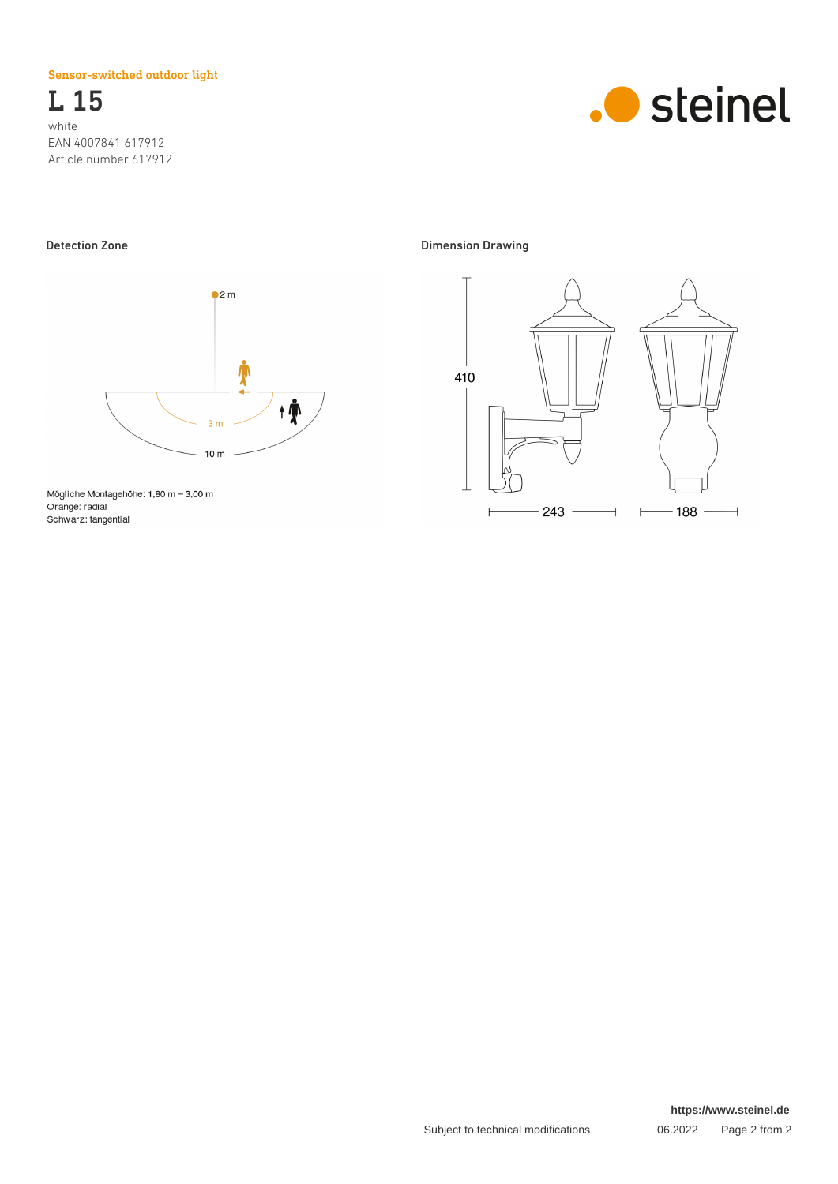Sensor-switched outdoor light

# L 15

white
EAN 4007841 617912
Article number 617912

steinel

## Detection Zone

2 m

3 m

10 m

Mögliche Montagehöhe: 1,80 m – 3,00 m
Orange: radial
Schwarz: tangential

## Dimension Drawing

410

243

188

https://www.steinel.de

Subject to technical modifications

06.2022